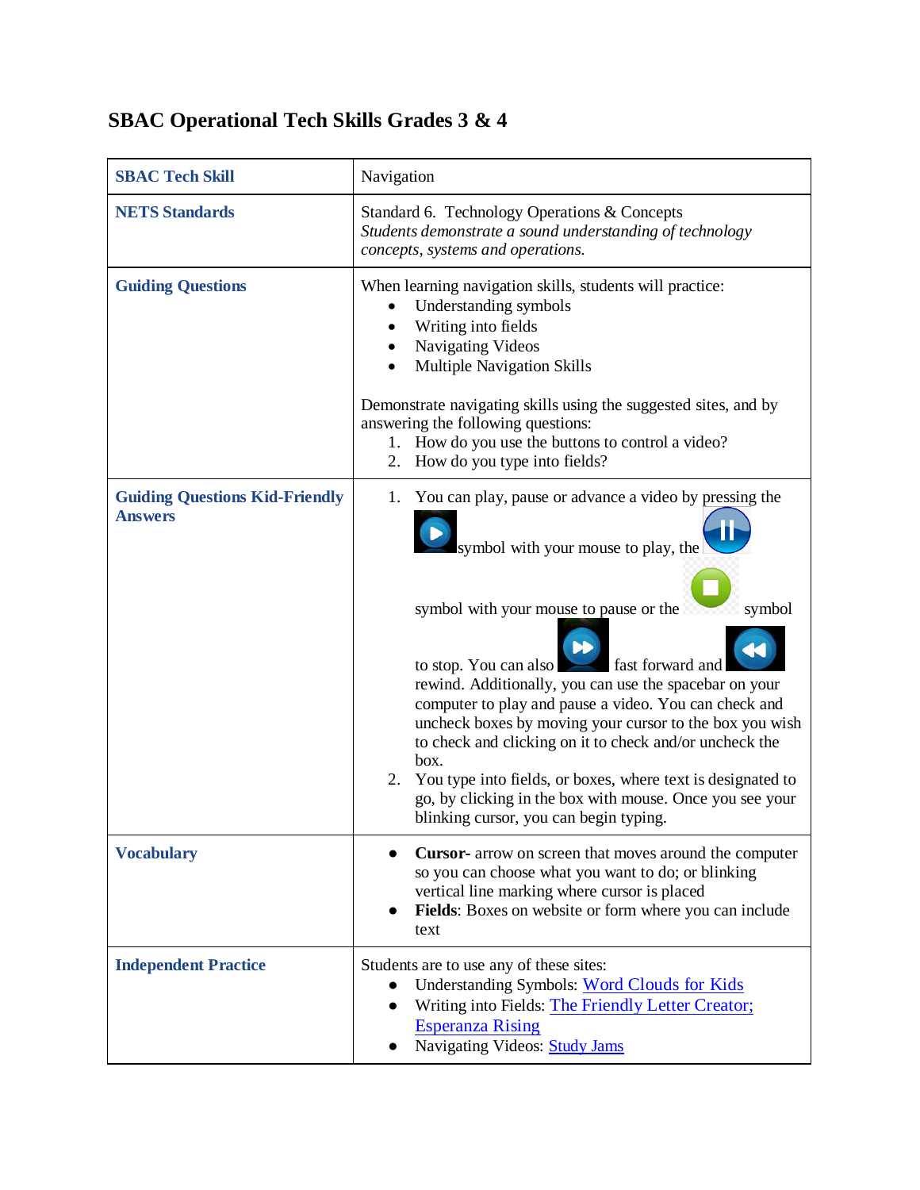# SBAC Operational Tech Skills Grades 3 & 4

| **SBAC Tech Skill** | Navigation |
|---|---|
| **NETS Standards** | Standard 6. Technology Operations & Concepts<br>*Students demonstrate a sound understanding of technology concepts, systems and operations.* |
| **Guiding Questions** | When learning navigation skills, students will practice:<br>• Understanding symbols<br>• Writing into fields<br>• Navigating Videos<br>• Multiple Navigation Skills<br><br>Demonstrate navigating skills using the suggested sites, and by answering the following questions:<br>1. How do you use the buttons to control a video?<br>2. How do you type into fields? |
| **Guiding Questions Kid-Friendly Answers** | 1. You can play, pause or advance a video by pressing the symbol with your mouse to play, the symbol with your mouse to pause or the symbol to stop. You can also fast forward and rewind. Additionally, you can use the spacebar on your computer to play and pause a video. You can check and uncheck boxes by moving your cursor to the box you wish to check and clicking on it to check and/or uncheck the box.<br>2. You type into fields, or boxes, where text is designated to go, by clicking in the box with mouse. Once you see your blinking cursor, you can begin typing. |
| **Vocabulary** | • **Cursor-** arrow on screen that moves around the computer so you can choose what you want to do; or blinking vertical line marking where cursor is placed<br>• **Fields**: Boxes on website or form where you can include text |
| **Independent Practice** | Students are to use any of these sites:<br>• Understanding Symbols: Word Clouds for Kids<br>• Writing into Fields: The Friendly Letter Creator; Esperanza Rising<br>• Navigating Videos: Study Jams |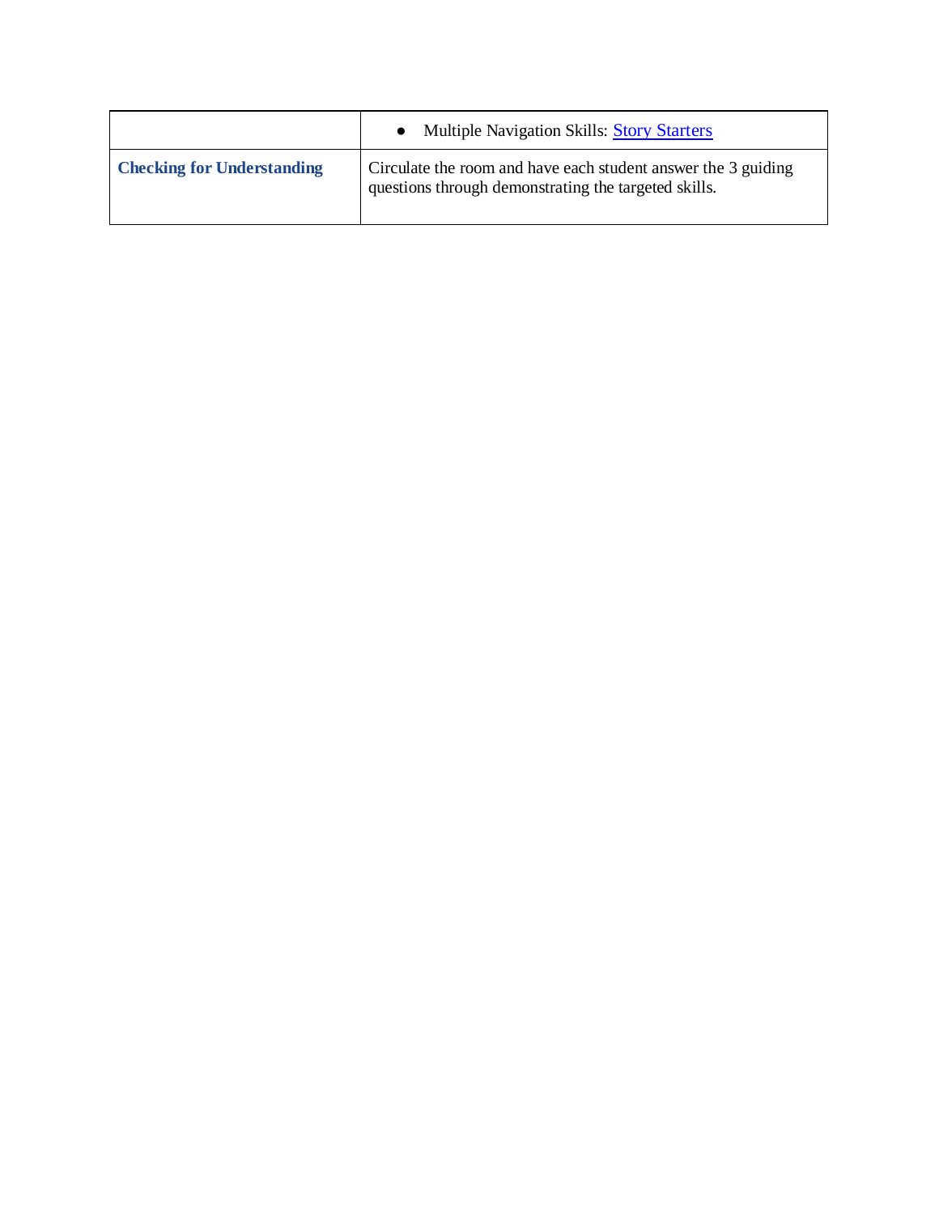| | |
|---|---|
| | • Multiple Navigation Skills: Story Starters |
| **Checking for Understanding** | Circulate the room and have each student answer the 3 guiding questions through demonstrating the targeted skills. |